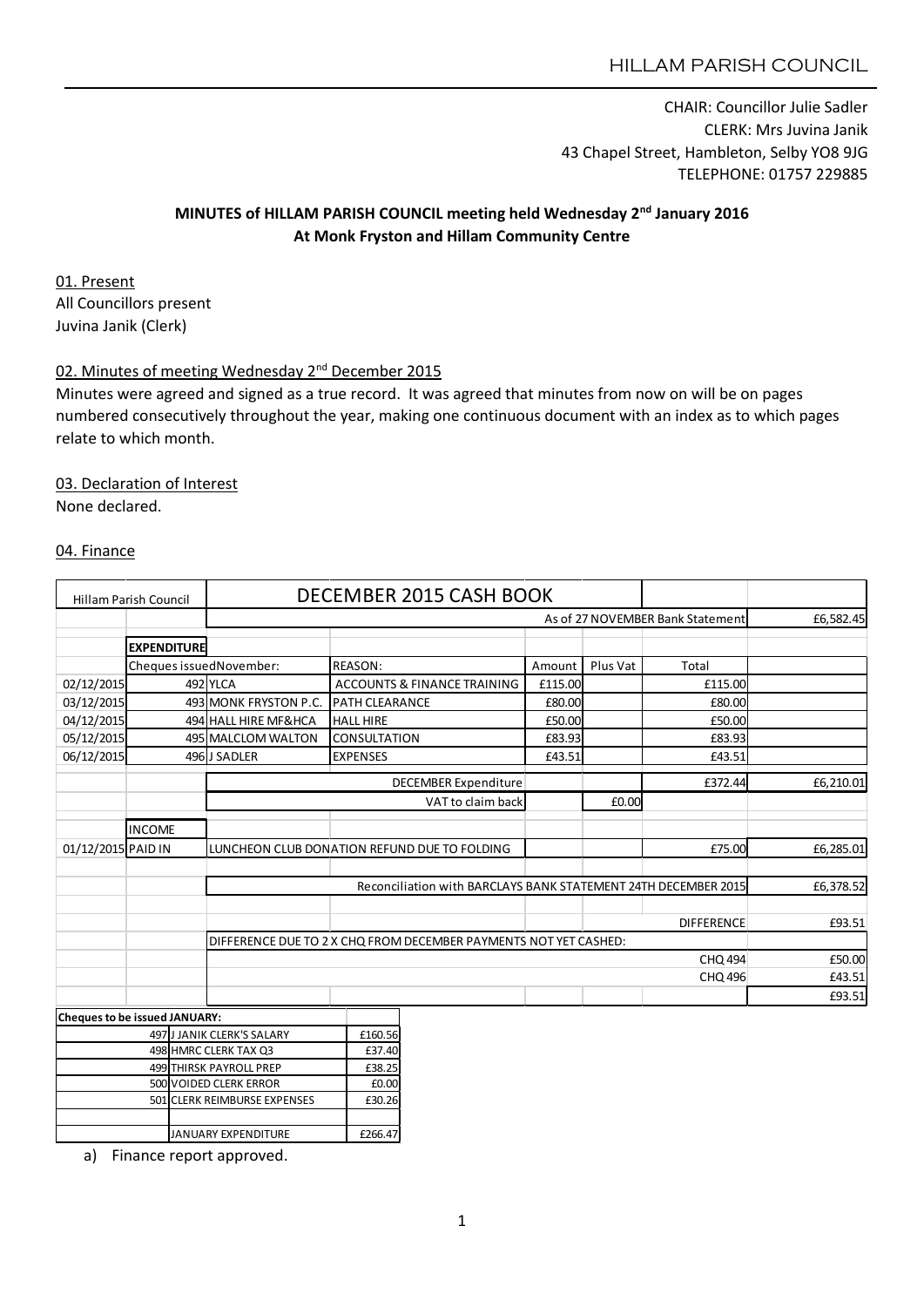HILLAM PARISH COUNCIL

CHAIR: Councillor Julie Sadler
CLERK: Mrs Juvina Janik
43 Chapel Street, Hambleton, Selby YO8 9JG
TELEPHONE: 01757 229885

**MINUTES of HILLAM PARISH COUNCIL meeting held Wednesday 2nd January 2016**
**At Monk Fryston and Hillam Community Centre**

01. Present

All Councillors present
Juvina Janik (Clerk)

02. Minutes of meeting Wednesday 2nd December 2015

Minutes were agreed and signed as a true record. It was agreed that minutes from now on will be on pages numbered consecutively throughout the year, making one continuous document with an index as to which pages relate to which month.

03. Declaration of Interest

None declared.

04. Finance

| Hillam Parish Council | | DECEMBER 2015 CASH BOOK | | | | | |
|---|---|---|---|---|---|---|---|
| | | | | | | As of 27 NOVEMBER Bank Statement | £6,582.45 |
| | **EXPENDITURE** | | | | | | |
| | Cheques issued | November: | REASON: | Amount | Plus Vat | Total | |
| 02/12/2015 | 492 | YLCA | ACCOUNTS & FINANCE TRAINING | £115.00 | | £115.00 | |
| 03/12/2015 | 493 | MONK FRYSTON P.C. | PATH CLEARANCE | £80.00 | | £80.00 | |
| 04/12/2015 | 494 | HALL HIRE MF&HCA | HALL HIRE | £50.00 | | £50.00 | |
| 05/12/2015 | 495 | MALCLOM WALTON | CONSULTATION | £83.93 | | £83.93 | |
| 06/12/2015 | 496 | J SADLER | EXPENSES | £43.51 | | £43.51 | |
| | | | DECEMBER Expenditure | | | £372.44 | £6,210.01 |
| | | | VAT to claim back | | £0.00 | | |
| | INCOME | | | | | | |
| 01/12/2015 | PAID IN | LUNCHEON CLUB DONATION REFUND DUE TO FOLDING | | | | £75.00 | £6,285.01 |
| | | Reconciliation with BARCLAYS BANK STATEMENT 24TH DECEMBER 2015 | | | | | £6,378.52 |
| | | | | | | DIFFERENCE | £93.51 |
| | | DIFFERENCE DUE TO 2 X CHQ FROM DECEMBER PAYMENTS NOT YET CASHED: | | | | | |
| | | | | | | CHQ 494 | £50.00 |
| | | | | | | CHQ 496 | £43.51 |
| | | | | | | | £93.51 |

| Cheques to be issued JANUARY: | | |
|---|---|---|
| 497 | J JANIK CLERK'S SALARY | £160.56 |
| 498 | HMRC CLERK TAX Q3 | £37.40 |
| 499 | THIRSK PAYROLL PREP | £38.25 |
| 500 | VOIDED CLERK ERROR | £0.00 |
| 501 | CLERK REIMBURSE EXPENSES | £30.26 |
| | | |
| | JANUARY EXPENDITURE | £266.47 |

a) Finance report approved.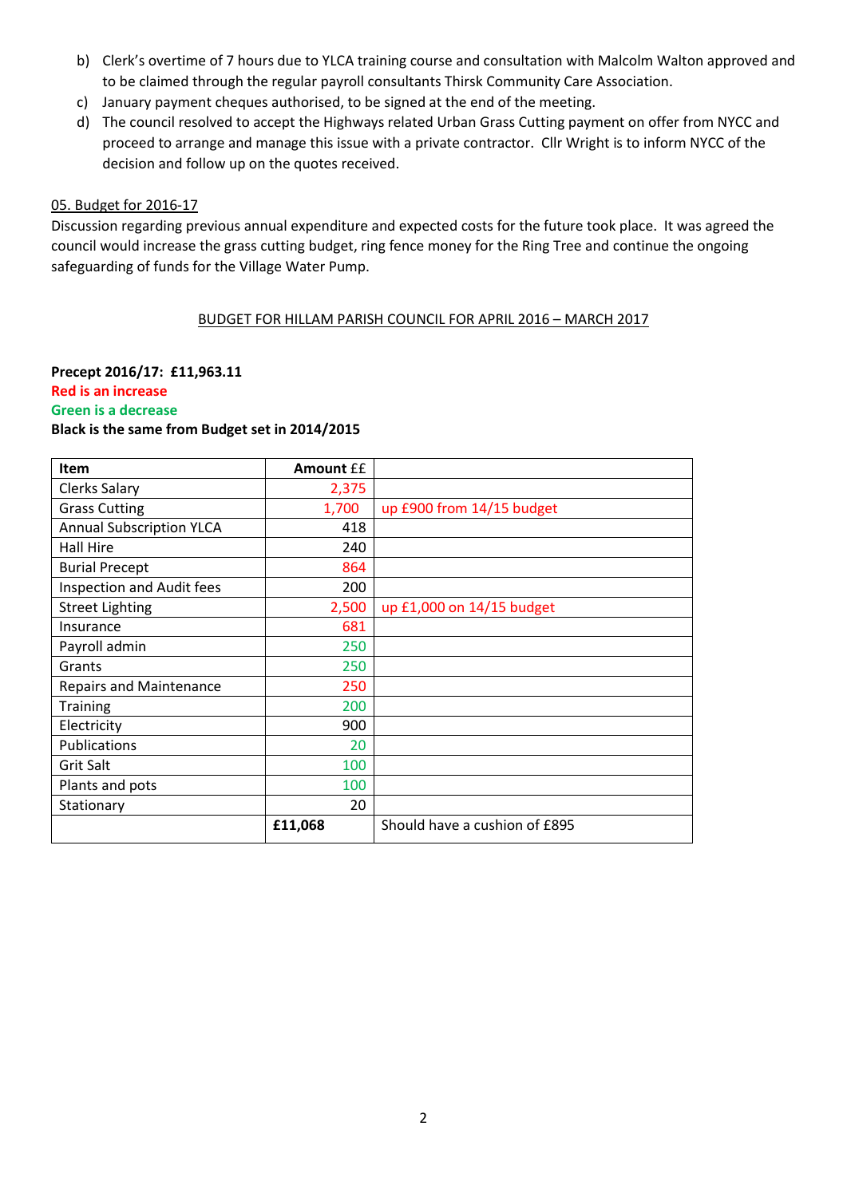b) Clerk's overtime of 7 hours due to YLCA training course and consultation with Malcolm Walton approved and to be claimed through the regular payroll consultants Thirsk Community Care Association.
c) January payment cheques authorised, to be signed at the end of the meeting.
d) The council resolved to accept the Highways related Urban Grass Cutting payment on offer from NYCC and proceed to arrange and manage this issue with a private contractor. Cllr Wright is to inform NYCC of the decision and follow up on the quotes received.

05. Budget for 2016-17

Discussion regarding previous annual expenditure and expected costs for the future took place. It was agreed the council would increase the grass cutting budget, ring fence money for the Ring Tree and continue the ongoing safeguarding of funds for the Village Water Pump.

BUDGET FOR HILLAM PARISH COUNCIL FOR APRIL 2016 – MARCH 2017

**Precept 2016/17: £11,963.11**
**Red is an increase**
**Green is a decrease**
**Black is the same from Budget set in 2014/2015**

| Item | Amount ££ | |
|---|---|---|
| Clerks Salary | 2,375 | |
| Grass Cutting | 1,700 | up £900 from 14/15 budget |
| Annual Subscription YLCA | 418 | |
| Hall Hire | 240 | |
| Burial Precept | 864 | |
| Inspection and Audit fees | 200 | |
| Street Lighting | 2,500 | up £1,000 on 14/15 budget |
| Insurance | 681 | |
| Payroll admin | 250 | |
| Grants | 250 | |
| Repairs and Maintenance | 250 | |
| Training | 200 | |
| Electricity | 900 | |
| Publications | 20 | |
| Grit Salt | 100 | |
| Plants and pots | 100 | |
| Stationary | 20 | |
| | **£11,068** | Should have a cushion of £895 |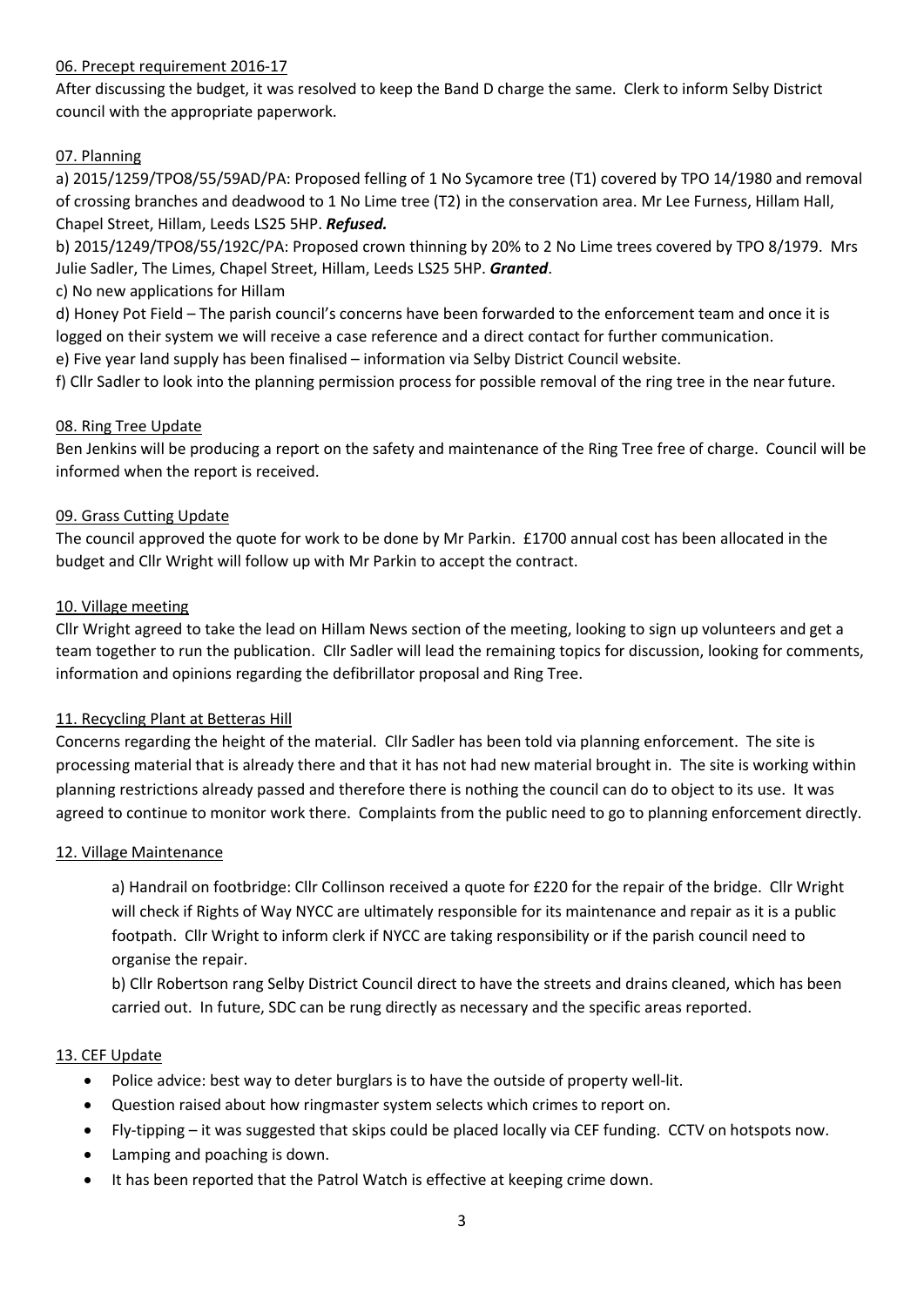## 06. Precept requirement 2016-17

After discussing the budget, it was resolved to keep the Band D charge the same. Clerk to inform Selby District council with the appropriate paperwork.

## 07. Planning

a) 2015/1259/TPO8/55/59AD/PA: Proposed felling of 1 No Sycamore tree (T1) covered by TPO 14/1980 and removal of crossing branches and deadwood to 1 No Lime tree (T2) in the conservation area. Mr Lee Furness, Hillam Hall, Chapel Street, Hillam, Leeds LS25 5HP. ***Refused.***

b) 2015/1249/TPO8/55/192C/PA: Proposed crown thinning by 20% to 2 No Lime trees covered by TPO 8/1979. Mrs Julie Sadler, The Limes, Chapel Street, Hillam, Leeds LS25 5HP. ***Granted***.

c) No new applications for Hillam

d) Honey Pot Field – The parish council's concerns have been forwarded to the enforcement team and once it is logged on their system we will receive a case reference and a direct contact for further communication.

e) Five year land supply has been finalised – information via Selby District Council website.

f) Cllr Sadler to look into the planning permission process for possible removal of the ring tree in the near future.

## 08. Ring Tree Update

Ben Jenkins will be producing a report on the safety and maintenance of the Ring Tree free of charge. Council will be informed when the report is received.

## 09. Grass Cutting Update

The council approved the quote for work to be done by Mr Parkin. £1700 annual cost has been allocated in the budget and Cllr Wright will follow up with Mr Parkin to accept the contract.

## 10. Village meeting

Cllr Wright agreed to take the lead on Hillam News section of the meeting, looking to sign up volunteers and get a team together to run the publication. Cllr Sadler will lead the remaining topics for discussion, looking for comments, information and opinions regarding the defibrillator proposal and Ring Tree.

## 11. Recycling Plant at Betteras Hill

Concerns regarding the height of the material. Cllr Sadler has been told via planning enforcement. The site is processing material that is already there and that it has not had new material brought in. The site is working within planning restrictions already passed and therefore there is nothing the council can do to object to its use. It was agreed to continue to monitor work there. Complaints from the public need to go to planning enforcement directly.

## 12. Village Maintenance

a) Handrail on footbridge: Cllr Collinson received a quote for £220 for the repair of the bridge. Cllr Wright will check if Rights of Way NYCC are ultimately responsible for its maintenance and repair as it is a public footpath. Cllr Wright to inform clerk if NYCC are taking responsibility or if the parish council need to organise the repair.

b) Cllr Robertson rang Selby District Council direct to have the streets and drains cleaned, which has been carried out. In future, SDC can be rung directly as necessary and the specific areas reported.

## 13. CEF Update

- Police advice: best way to deter burglars is to have the outside of property well-lit.
- Question raised about how ringmaster system selects which crimes to report on.
- Fly-tipping – it was suggested that skips could be placed locally via CEF funding. CCTV on hotspots now.
- Lamping and poaching is down.
- It has been reported that the Patrol Watch is effective at keeping crime down.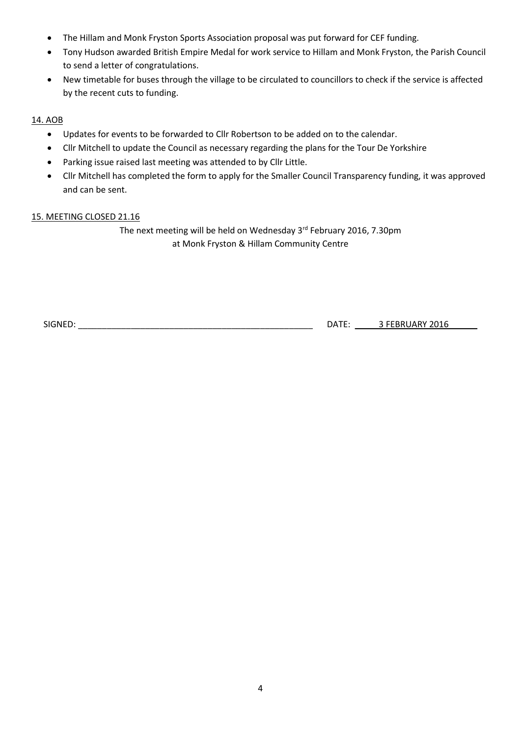- The Hillam and Monk Fryston Sports Association proposal was put forward for CEF funding.
- Tony Hudson awarded British Empire Medal for work service to Hillam and Monk Fryston, the Parish Council to send a letter of congratulations.
- New timetable for buses through the village to be circulated to councillors to check if the service is affected by the recent cuts to funding.

14. AOB

- Updates for events to be forwarded to Cllr Robertson to be added on to the calendar.
- Cllr Mitchell to update the Council as necessary regarding the plans for the Tour De Yorkshire
- Parking issue raised last meeting was attended to by Cllr Little.
- Cllr Mitchell has completed the form to apply for the Smaller Council Transparency funding, it was approved and can be sent.

15. MEETING CLOSED 21.16

The next meeting will be held on Wednesday 3rd February 2016, 7.30pm
at Monk Fryston & Hillam Community Centre

SIGNED: ______________________________ DATE: 3 FEBRUARY 2016